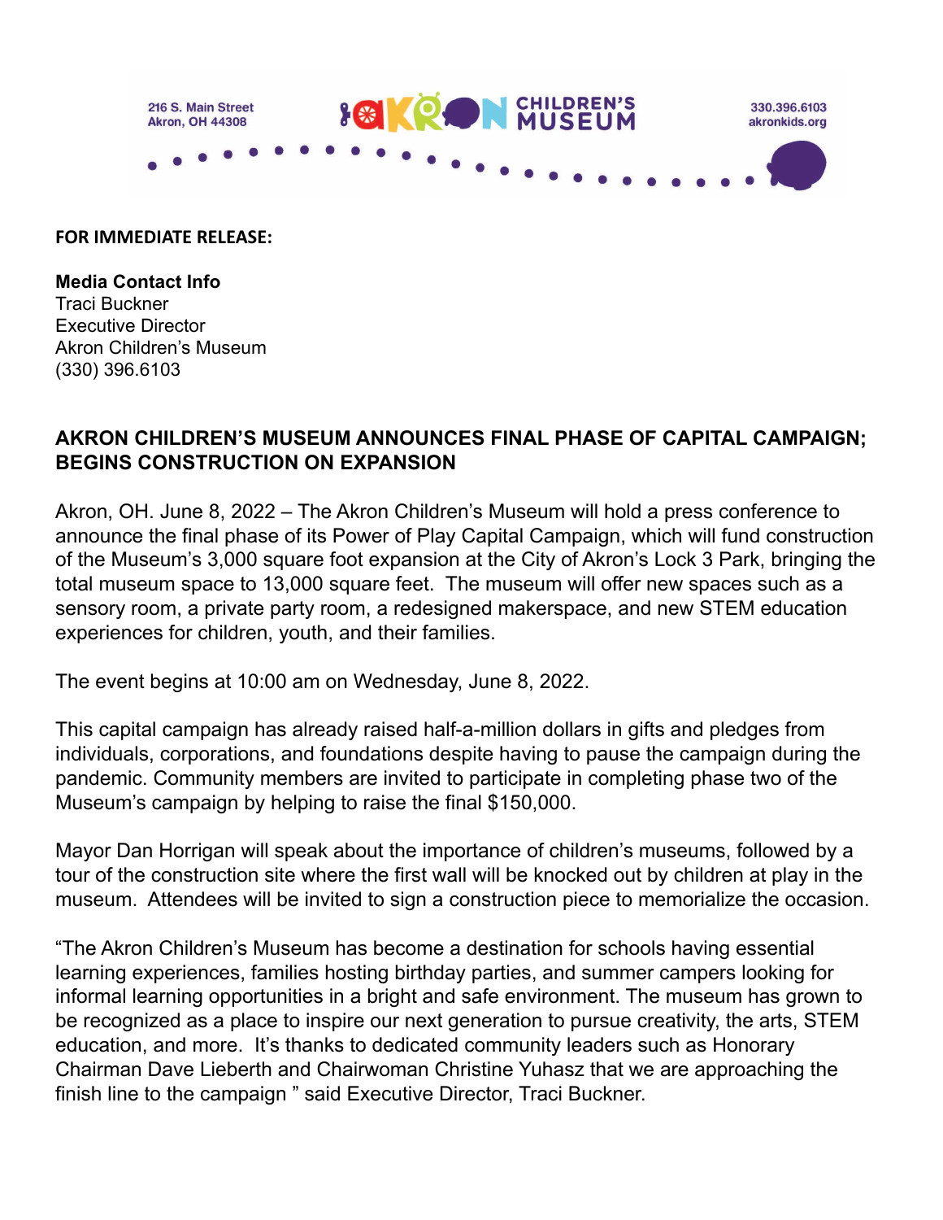216 S. Main Street
Akron, OH 44308

AKRON CHILDREN'S MUSEUM

330.396.6103
akronkids.org

**FOR IMMEDIATE RELEASE:**

**Media Contact Info**
Traci Buckner
Executive Director
Akron Children's Museum
(330) 396.6103

## AKRON CHILDREN'S MUSEUM ANNOUNCES FINAL PHASE OF CAPITAL CAMPAIGN; BEGINS CONSTRUCTION ON EXPANSION

Akron, OH. June 8, 2022 – The Akron Children's Museum will hold a press conference to announce the final phase of its Power of Play Capital Campaign, which will fund construction of the Museum's 3,000 square foot expansion at the City of Akron's Lock 3 Park, bringing the total museum space to 13,000 square feet. The museum will offer new spaces such as a sensory room, a private party room, a redesigned makerspace, and new STEM education experiences for children, youth, and their families.

The event begins at 10:00 am on Wednesday, June 8, 2022.

This capital campaign has already raised half-a-million dollars in gifts and pledges from individuals, corporations, and foundations despite having to pause the campaign during the pandemic. Community members are invited to participate in completing phase two of the Museum's campaign by helping to raise the final $150,000.

Mayor Dan Horrigan will speak about the importance of children's museums, followed by a tour of the construction site where the first wall will be knocked out by children at play in the museum. Attendees will be invited to sign a construction piece to memorialize the occasion.

"The Akron Children's Museum has become a destination for schools having essential learning experiences, families hosting birthday parties, and summer campers looking for informal learning opportunities in a bright and safe environment. The museum has grown to be recognized as a place to inspire our next generation to pursue creativity, the arts, STEM education, and more. It's thanks to dedicated community leaders such as Honorary Chairman Dave Lieberth and Chairwoman Christine Yuhasz that we are approaching the finish line to the campaign " said Executive Director, Traci Buckner.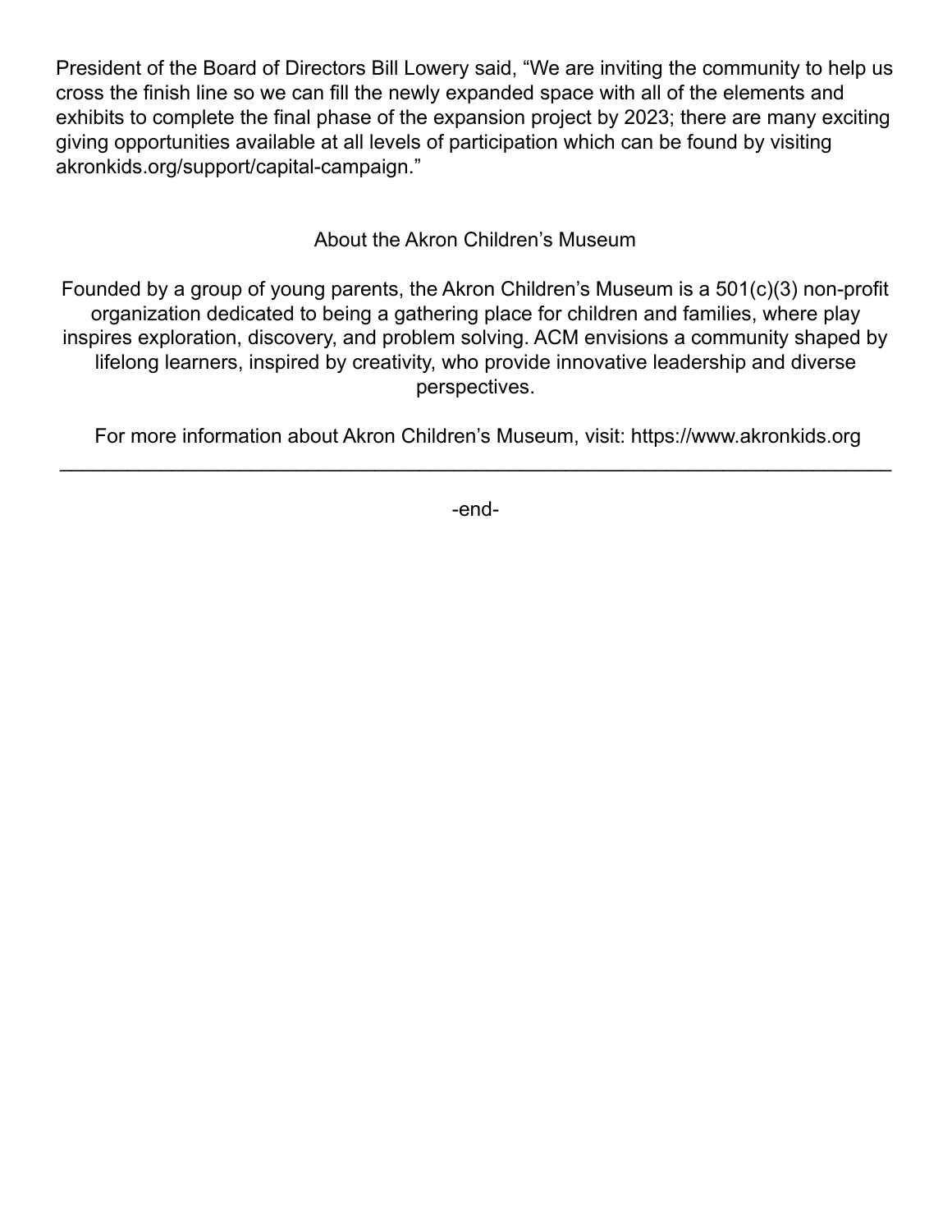President of the Board of Directors Bill Lowery said, “We are inviting the community to help us cross the finish line so we can fill the newly expanded space with all of the elements and exhibits to complete the final phase of the expansion project by 2023; there are many exciting giving opportunities available at all levels of participation which can be found by visiting akronkids.org/support/capital-campaign.”

## About the Akron Children’s Museum

Founded by a group of young parents, the Akron Children’s Museum is a 501(c)(3) non-profit organization dedicated to being a gathering place for children and families, where play inspires exploration, discovery, and problem solving. ACM envisions a community shaped by lifelong learners, inspired by creativity, who provide innovative leadership and diverse perspectives.

For more information about Akron Children’s Museum, visit: https://www.akronkids.org

---

-end-